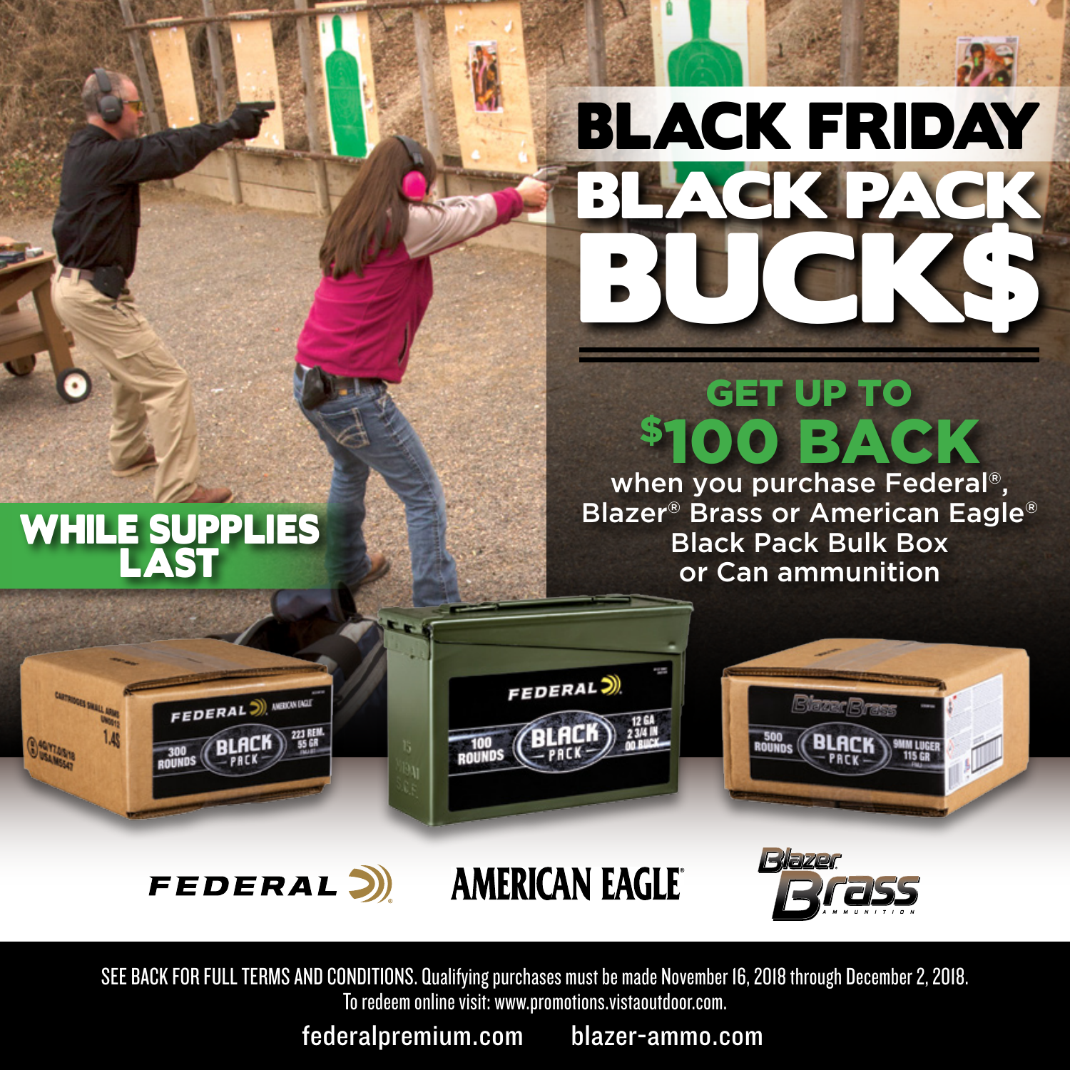# BLACK FRIDAY BLACK PACK BUCK$

## GET UP TO $100 BACK

when you purchase Federal®, Blazer® Brass or American Eagle® Black Pack Bulk Box or Can ammunition

**WHILE SUPPLIES LAST**

FEDERAL | AMERICAN EAGLE | Blazer Brass AMMUNITION

SEE BACK FOR FULL TERMS AND CONDITIONS. Qualifying purchases must be made November 16, 2018 through December 2, 2018.
To redeem online visit: www.promotions.vistaoutdoor.com.

federalpremium.com blazer-ammo.com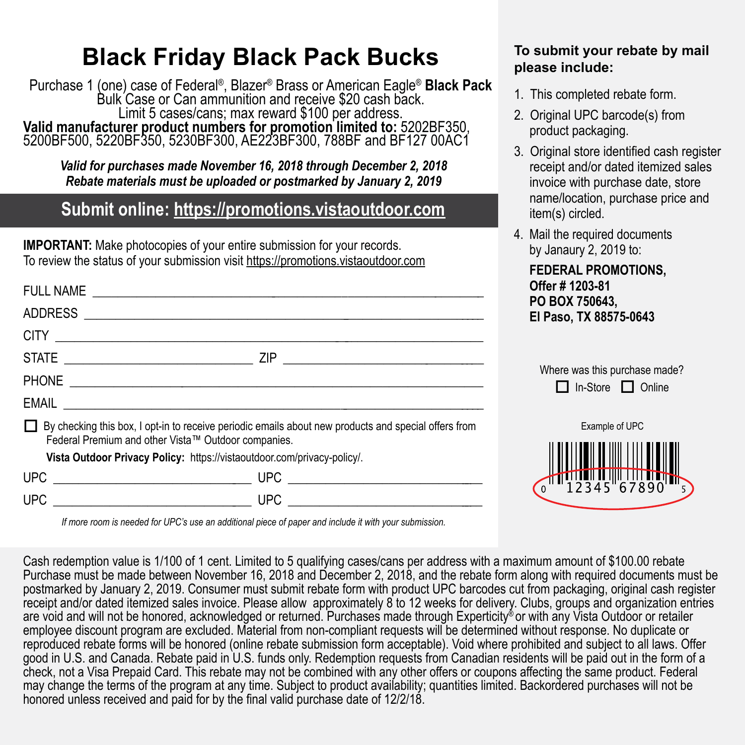# Black Friday Black Pack Bucks

Purchase 1 (one) case of Federal®, Blazer® Brass or American Eagle® **Black Pack** Bulk Case or Can ammunition and receive $20 cash back.
Limit 5 cases/cans; max reward $100 per address.
**Valid manufacturer product numbers for promotion limited to:** 5202BF350, 5200BF500, 5220BF350, 5230BF300, AE223BF300, 788BF and BF127 00AC1

***Valid for purchases made November 16, 2018 through December 2, 2018***
***Rebate materials must be uploaded or postmarked by January 2, 2019***

## Submit online: https://promotions.vistaoutdoor.com

**IMPORTANT:** Make photocopies of your entire submission for your records.
To review the status of your submission visit https://promotions.vistaoutdoor.com

FULL NAME ______________________________

ADDRESS ______________________________

CITY ______________________________

STATE ______________ ZIP ______________

PHONE ______________________________

EMAIL ______________________________

☐ By checking this box, I opt-in to receive periodic emails about new products and special offers from Federal Premium and other Vista™ Outdoor companies.

**Vista Outdoor Privacy Policy:** https://vistaoutdoor.com/privacy-policy/.

UPC ______________ UPC ______________

UPC ______________ UPC ______________

*If more room is needed for UPC's use an additional piece of paper and include it with your submission.*

**To submit your rebate by mail please include:**

1. This completed rebate form.
2. Original UPC barcode(s) from product packaging.
3. Original store identified cash register receipt and/or dated itemized sales invoice with purchase date, store name/location, purchase price and item(s) circled.
4. Mail the required documents by Janaury 2, 2019 to:

**FEDERAL PROMOTIONS,**
**Offer # 1203-81**
**PO BOX 750643,**
**El Paso, TX 88575-0643**

Where was this purchase made?
☐ In-Store ☐ Online

Example of UPC

0 12345 67890 5

Cash redemption value is 1/100 of 1 cent. Limited to 5 qualifying cases/cans per address with a maximum amount of $100.00 rebate Purchase must be made between November 16, 2018 and December 2, 2018, and the rebate form along with required documents must be postmarked by January 2, 2019. Consumer must submit rebate form with product UPC barcodes cut from packaging, original cash register receipt and/or dated itemized sales invoice. Please allow approximately 8 to 12 weeks for delivery. Clubs, groups and organization entries are void and will not be honored, acknowledged or returned. Purchases made through Experticity® or with any Vista Outdoor or retailer employee discount program are excluded. Material from non-compliant requests will be determined without response. No duplicate or reproduced rebate forms will be honored (online rebate submission form acceptable). Void where prohibited and subject to all laws. Offer good in U.S. and Canada. Rebate paid in U.S. funds only. Redemption requests from Canadian residents will be paid out in the form of a check, not a Visa Prepaid Card. This rebate may not be combined with any other offers or coupons affecting the same product. Federal may change the terms of the program at any time. Subject to product availability; quantities limited. Backordered purchases will not be honored unless received and paid for by the final valid purchase date of 12/2/18.